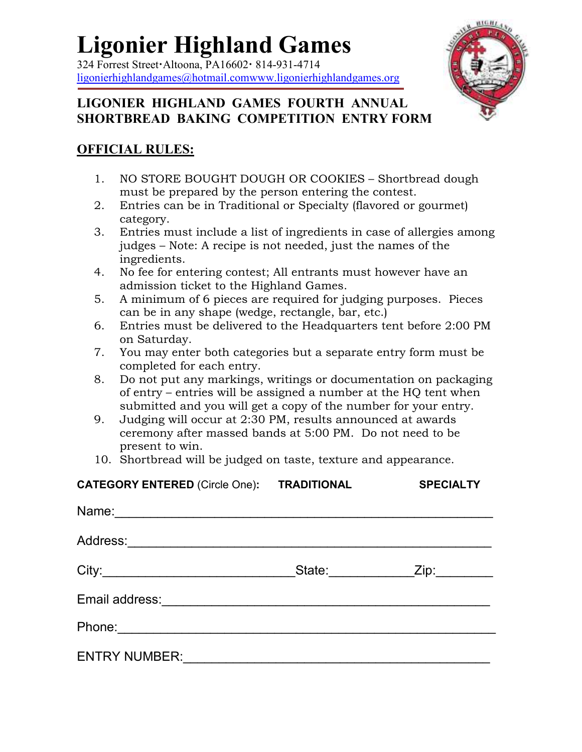# Ligonier Highland Games

324 Forrest Street•Altoona, PA16602• 814-931-4714
ligonierhighlandgames@hotmail.comwww.ligonierhighlandgames.org

## LIGONIER HIGHLAND GAMES FOURTH ANNUAL SHORTBREAD BAKING COMPETITION ENTRY FORM

### OFFICIAL RULES:

1. NO STORE BOUGHT DOUGH OR COOKIES – Shortbread dough must be prepared by the person entering the contest.
2. Entries can be in Traditional or Specialty (flavored or gourmet) category.
3. Entries must include a list of ingredients in case of allergies among judges – Note: A recipe is not needed, just the names of the ingredients.
4. No fee for entering contest; All entrants must however have an admission ticket to the Highland Games.
5. A minimum of 6 pieces are required for judging purposes. Pieces can be in any shape (wedge, rectangle, bar, etc.)
6. Entries must be delivered to the Headquarters tent before 2:00 PM on Saturday.
7. You may enter both categories but a separate entry form must be completed for each entry.
8. Do not put any markings, writings or documentation on packaging of entry – entries will be assigned a number at the HQ tent when submitted and you will get a copy of the number for your entry.
9. Judging will occur at 2:30 PM, results announced at awards ceremony after massed bands at 5:00 PM. Do not need to be present to win.
10. Shortbread will be judged on taste, texture and appearance.

**CATEGORY ENTERED** (Circle One)**:** **TRADITIONAL** **SPECIALTY**

Name:_______________________________________________

Address:_____________________________________________

City:_________________________State:___________Zip:________

Email address:_________________________________________

Phone:______________________________________________

ENTRY NUMBER:_______________________________________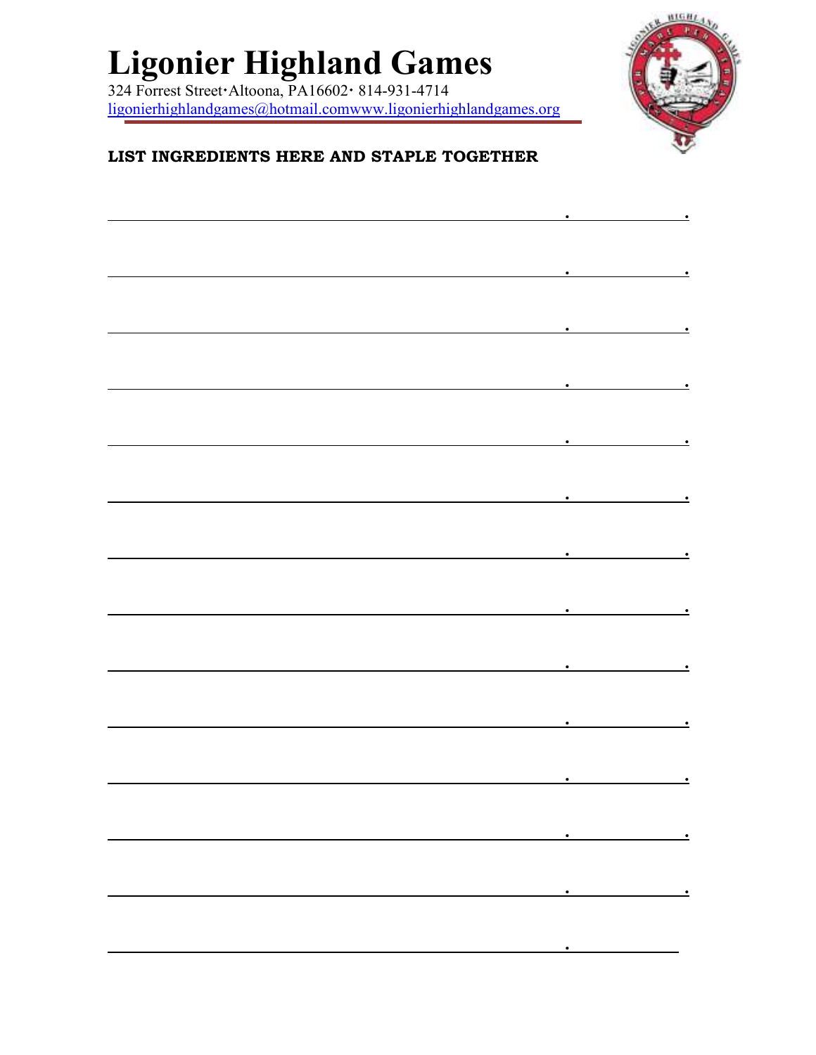# Ligonier Highland Games

324 Forrest Street·Altoona, PA16602· 814-931-4714
ligonierhighlandgames@hotmail.comwww.ligonierhighlandgames.org

**LIST INGREDIENTS HERE AND STAPLE TOGETHER**